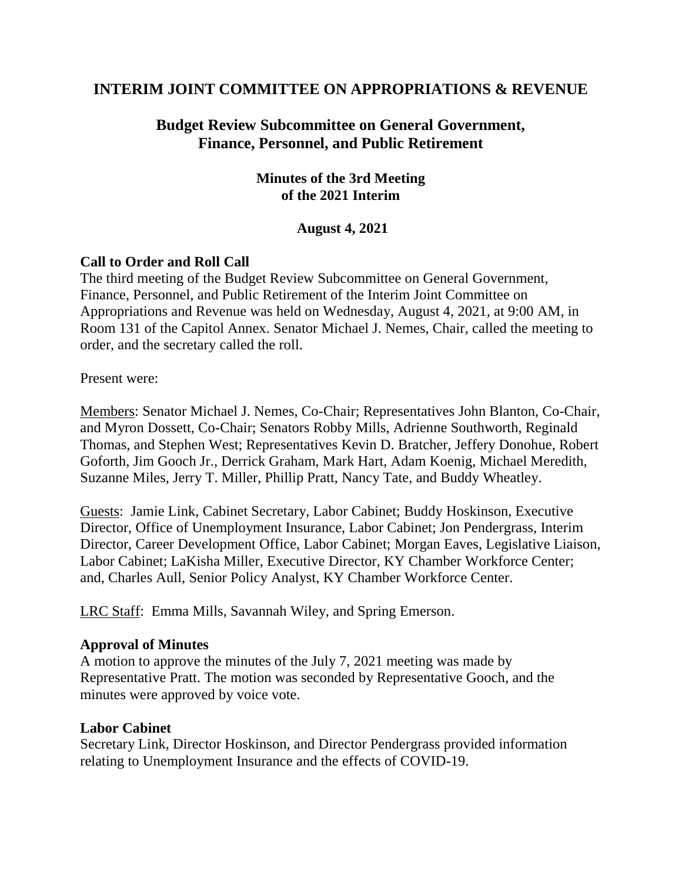# INTERIM JOINT COMMITTEE ON APPROPRIATIONS & REVENUE

## Budget Review Subcommittee on General Government, Finance, Personnel, and Public Retirement

### Minutes of the 3rd Meeting of the 2021 Interim

### August 4, 2021

**Call to Order and Roll Call**

The third meeting of the Budget Review Subcommittee on General Government, Finance, Personnel, and Public Retirement of the Interim Joint Committee on Appropriations and Revenue was held on Wednesday, August 4, 2021, at 9:00 AM, in Room 131 of the Capitol Annex. Senator Michael J. Nemes, Chair, called the meeting to order, and the secretary called the roll.

Present were:

Members: Senator Michael J. Nemes, Co-Chair; Representatives John Blanton, Co-Chair, and Myron Dossett, Co-Chair; Senators Robby Mills, Adrienne Southworth, Reginald Thomas, and Stephen West; Representatives Kevin D. Bratcher, Jeffery Donohue, Robert Goforth, Jim Gooch Jr., Derrick Graham, Mark Hart, Adam Koenig, Michael Meredith, Suzanne Miles, Jerry T. Miller, Phillip Pratt, Nancy Tate, and Buddy Wheatley.

Guests: Jamie Link, Cabinet Secretary, Labor Cabinet; Buddy Hoskinson, Executive Director, Office of Unemployment Insurance, Labor Cabinet; Jon Pendergrass, Interim Director, Career Development Office, Labor Cabinet; Morgan Eaves, Legislative Liaison, Labor Cabinet; LaKisha Miller, Executive Director, KY Chamber Workforce Center; and, Charles Aull, Senior Policy Analyst, KY Chamber Workforce Center.

LRC Staff: Emma Mills, Savannah Wiley, and Spring Emerson.

**Approval of Minutes**

A motion to approve the minutes of the July 7, 2021 meeting was made by Representative Pratt. The motion was seconded by Representative Gooch, and the minutes were approved by voice vote.

**Labor Cabinet**

Secretary Link, Director Hoskinson, and Director Pendergrass provided information relating to Unemployment Insurance and the effects of COVID-19.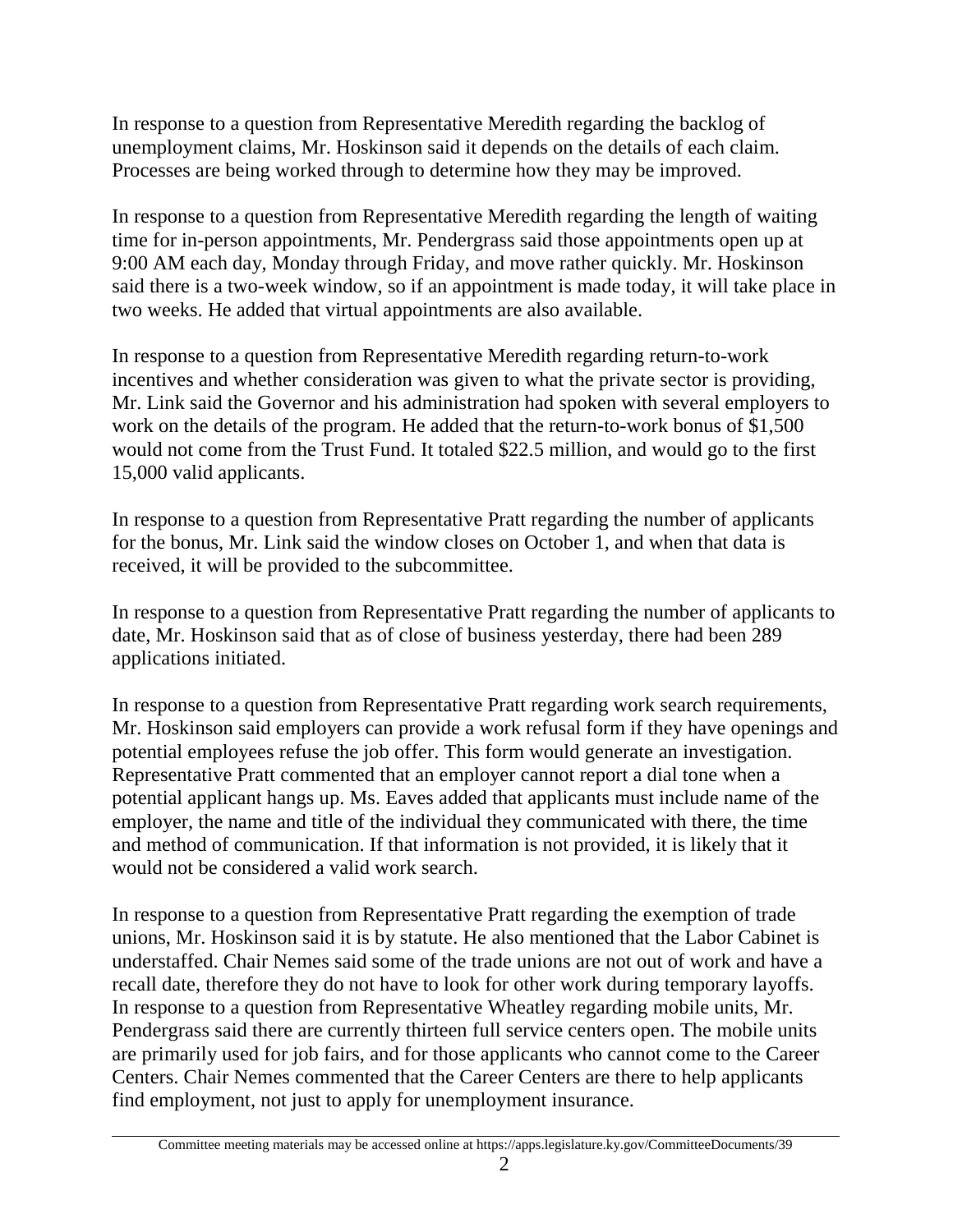In response to a question from Representative Meredith regarding the backlog of unemployment claims, Mr. Hoskinson said it depends on the details of each claim. Processes are being worked through to determine how they may be improved.

In response to a question from Representative Meredith regarding the length of waiting time for in-person appointments, Mr. Pendergrass said those appointments open up at 9:00 AM each day, Monday through Friday, and move rather quickly. Mr. Hoskinson said there is a two-week window, so if an appointment is made today, it will take place in two weeks. He added that virtual appointments are also available.

In response to a question from Representative Meredith regarding return-to-work incentives and whether consideration was given to what the private sector is providing, Mr. Link said the Governor and his administration had spoken with several employers to work on the details of the program. He added that the return-to-work bonus of $1,500 would not come from the Trust Fund. It totaled $22.5 million, and would go to the first 15,000 valid applicants.

In response to a question from Representative Pratt regarding the number of applicants for the bonus, Mr. Link said the window closes on October 1, and when that data is received, it will be provided to the subcommittee.

In response to a question from Representative Pratt regarding the number of applicants to date, Mr. Hoskinson said that as of close of business yesterday, there had been 289 applications initiated.

In response to a question from Representative Pratt regarding work search requirements, Mr. Hoskinson said employers can provide a work refusal form if they have openings and potential employees refuse the job offer. This form would generate an investigation. Representative Pratt commented that an employer cannot report a dial tone when a potential applicant hangs up. Ms. Eaves added that applicants must include name of the employer, the name and title of the individual they communicated with there, the time and method of communication. If that information is not provided, it is likely that it would not be considered a valid work search.

In response to a question from Representative Pratt regarding the exemption of trade unions, Mr. Hoskinson said it is by statute. He also mentioned that the Labor Cabinet is understaffed. Chair Nemes said some of the trade unions are not out of work and have a recall date, therefore they do not have to look for other work during temporary layoffs. In response to a question from Representative Wheatley regarding mobile units, Mr. Pendergrass said there are currently thirteen full service centers open. The mobile units are primarily used for job fairs, and for those applicants who cannot come to the Career Centers. Chair Nemes commented that the Career Centers are there to help applicants find employment, not just to apply for unemployment insurance.

Committee meeting materials may be accessed online at https://apps.legislature.ky.gov/CommitteeDocuments/39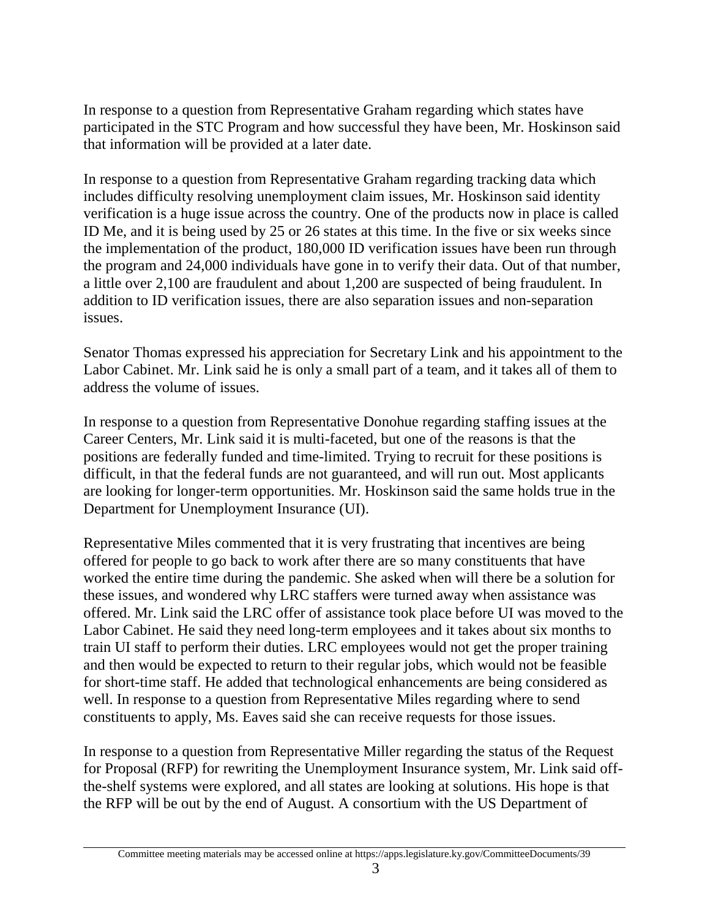In response to a question from Representative Graham regarding which states have participated in the STC Program and how successful they have been, Mr. Hoskinson said that information will be provided at a later date.

In response to a question from Representative Graham regarding tracking data which includes difficulty resolving unemployment claim issues, Mr. Hoskinson said identity verification is a huge issue across the country. One of the products now in place is called ID Me, and it is being used by 25 or 26 states at this time. In the five or six weeks since the implementation of the product, 180,000 ID verification issues have been run through the program and 24,000 individuals have gone in to verify their data. Out of that number, a little over 2,100 are fraudulent and about 1,200 are suspected of being fraudulent. In addition to ID verification issues, there are also separation issues and non-separation issues.

Senator Thomas expressed his appreciation for Secretary Link and his appointment to the Labor Cabinet. Mr. Link said he is only a small part of a team, and it takes all of them to address the volume of issues.

In response to a question from Representative Donohue regarding staffing issues at the Career Centers, Mr. Link said it is multi-faceted, but one of the reasons is that the positions are federally funded and time-limited. Trying to recruit for these positions is difficult, in that the federal funds are not guaranteed, and will run out. Most applicants are looking for longer-term opportunities. Mr. Hoskinson said the same holds true in the Department for Unemployment Insurance (UI).

Representative Miles commented that it is very frustrating that incentives are being offered for people to go back to work after there are so many constituents that have worked the entire time during the pandemic. She asked when will there be a solution for these issues, and wondered why LRC staffers were turned away when assistance was offered. Mr. Link said the LRC offer of assistance took place before UI was moved to the Labor Cabinet. He said they need long-term employees and it takes about six months to train UI staff to perform their duties. LRC employees would not get the proper training and then would be expected to return to their regular jobs, which would not be feasible for short-time staff. He added that technological enhancements are being considered as well. In response to a question from Representative Miles regarding where to send constituents to apply, Ms. Eaves said she can receive requests for those issues.

In response to a question from Representative Miller regarding the status of the Request for Proposal (RFP) for rewriting the Unemployment Insurance system, Mr. Link said off-the-shelf systems were explored, and all states are looking at solutions. His hope is that the RFP will be out by the end of August. A consortium with the US Department of

Committee meeting materials may be accessed online at https://apps.legislature.ky.gov/CommitteeDocuments/39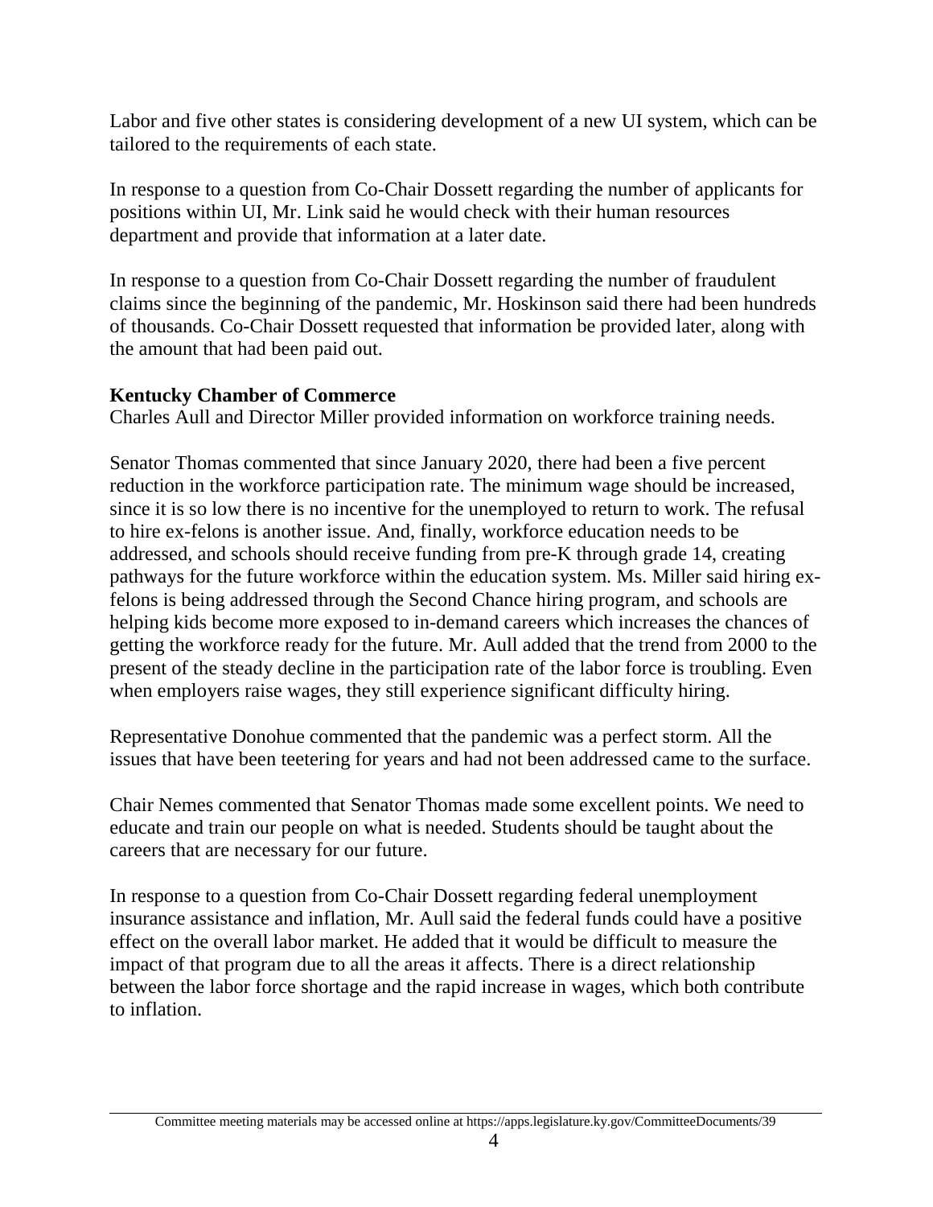Labor and five other states is considering development of a new UI system, which can be tailored to the requirements of each state.

In response to a question from Co-Chair Dossett regarding the number of applicants for positions within UI, Mr. Link said he would check with their human resources department and provide that information at a later date.

In response to a question from Co-Chair Dossett regarding the number of fraudulent claims since the beginning of the pandemic, Mr. Hoskinson said there had been hundreds of thousands. Co-Chair Dossett requested that information be provided later, along with the amount that had been paid out.

**Kentucky Chamber of Commerce**
Charles Aull and Director Miller provided information on workforce training needs.

Senator Thomas commented that since January 2020, there had been a five percent reduction in the workforce participation rate. The minimum wage should be increased, since it is so low there is no incentive for the unemployed to return to work. The refusal to hire ex-felons is another issue. And, finally, workforce education needs to be addressed, and schools should receive funding from pre-K through grade 14, creating pathways for the future workforce within the education system. Ms. Miller said hiring ex-felons is being addressed through the Second Chance hiring program, and schools are helping kids become more exposed to in-demand careers which increases the chances of getting the workforce ready for the future. Mr. Aull added that the trend from 2000 to the present of the steady decline in the participation rate of the labor force is troubling. Even when employers raise wages, they still experience significant difficulty hiring.

Representative Donohue commented that the pandemic was a perfect storm. All the issues that have been teetering for years and had not been addressed came to the surface.

Chair Nemes commented that Senator Thomas made some excellent points. We need to educate and train our people on what is needed. Students should be taught about the careers that are necessary for our future.

In response to a question from Co-Chair Dossett regarding federal unemployment insurance assistance and inflation, Mr. Aull said the federal funds could have a positive effect on the overall labor market. He added that it would be difficult to measure the impact of that program due to all the areas it affects. There is a direct relationship between the labor force shortage and the rapid increase in wages, which both contribute to inflation.

Committee meeting materials may be accessed online at https://apps.legislature.ky.gov/CommitteeDocuments/39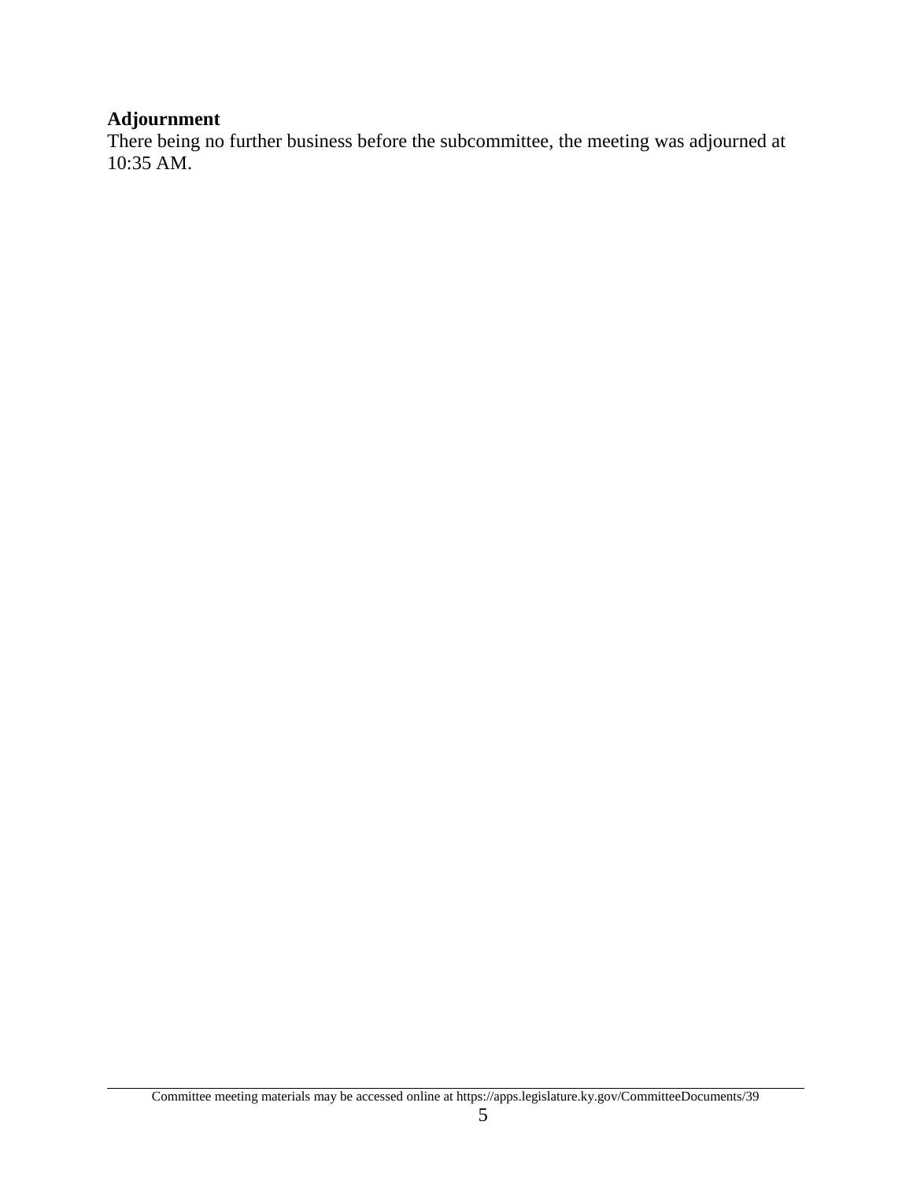**Adjournment**

There being no further business before the subcommittee, the meeting was adjourned at 10:35 AM.